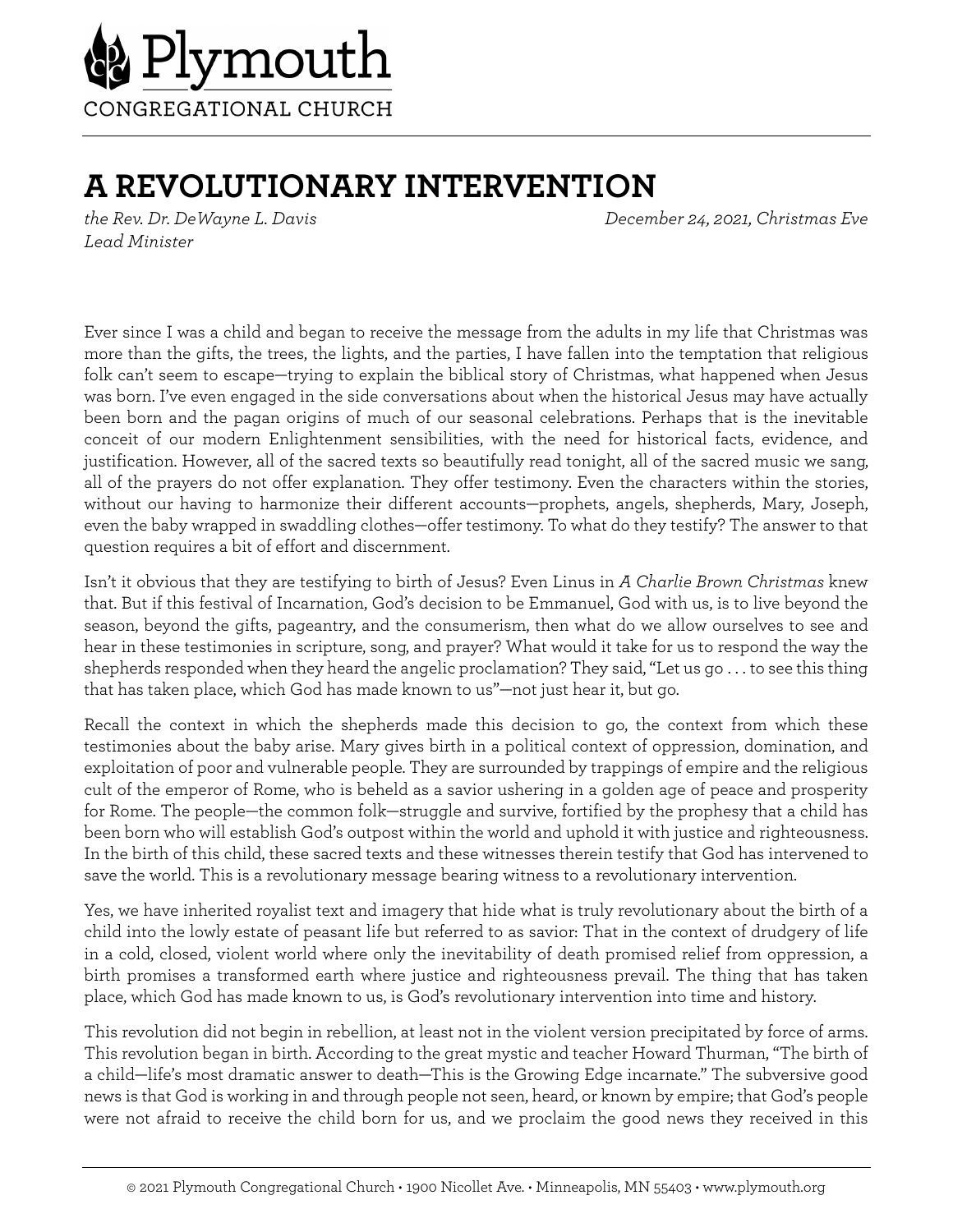Plymouth
CONGREGATIONAL CHURCH

# A REVOLUTIONARY INTERVENTION

*the Rev. Dr. DeWayne L. Davis*
*Lead Minister*

*December 24, 2021, Christmas Eve*

Ever since I was a child and began to receive the message from the adults in my life that Christmas was more than the gifts, the trees, the lights, and the parties, I have fallen into the temptation that religious folk can't seem to escape—trying to explain the biblical story of Christmas, what happened when Jesus was born. I've even engaged in the side conversations about when the historical Jesus may have actually been born and the pagan origins of much of our seasonal celebrations. Perhaps that is the inevitable conceit of our modern Enlightenment sensibilities, with the need for historical facts, evidence, and justification. However, all of the sacred texts so beautifully read tonight, all of the sacred music we sang, all of the prayers do not offer explanation. They offer testimony. Even the characters within the stories, without our having to harmonize their different accounts—prophets, angels, shepherds, Mary, Joseph, even the baby wrapped in swaddling clothes—offer testimony. To what do they testify? The answer to that question requires a bit of effort and discernment.

Isn't it obvious that they are testifying to birth of Jesus? Even Linus in *A Charlie Brown Christmas* knew that. But if this festival of Incarnation, God's decision to be Emmanuel, God with us, is to live beyond the season, beyond the gifts, pageantry, and the consumerism, then what do we allow ourselves to see and hear in these testimonies in scripture, song, and prayer? What would it take for us to respond the way the shepherds responded when they heard the angelic proclamation? They said, "Let us go . . . to see this thing that has taken place, which God has made known to us"—not just hear it, but go.

Recall the context in which the shepherds made this decision to go, the context from which these testimonies about the baby arise. Mary gives birth in a political context of oppression, domination, and exploitation of poor and vulnerable people. They are surrounded by trappings of empire and the religious cult of the emperor of Rome, who is beheld as a savior ushering in a golden age of peace and prosperity for Rome. The people—the common folk—struggle and survive, fortified by the prophesy that a child has been born who will establish God's outpost within the world and uphold it with justice and righteousness. In the birth of this child, these sacred texts and these witnesses therein testify that God has intervened to save the world. This is a revolutionary message bearing witness to a revolutionary intervention.

Yes, we have inherited royalist text and imagery that hide what is truly revolutionary about the birth of a child into the lowly estate of peasant life but referred to as savior: That in the context of drudgery of life in a cold, closed, violent world where only the inevitability of death promised relief from oppression, a birth promises a transformed earth where justice and righteousness prevail. The thing that has taken place, which God has made known to us, is God's revolutionary intervention into time and history.

This revolution did not begin in rebellion, at least not in the violent version precipitated by force of arms. This revolution began in birth. According to the great mystic and teacher Howard Thurman, "The birth of a child—life's most dramatic answer to death—This is the Growing Edge incarnate." The subversive good news is that God is working in and through people not seen, heard, or known by empire; that God's people were not afraid to receive the child born for us, and we proclaim the good news they received in this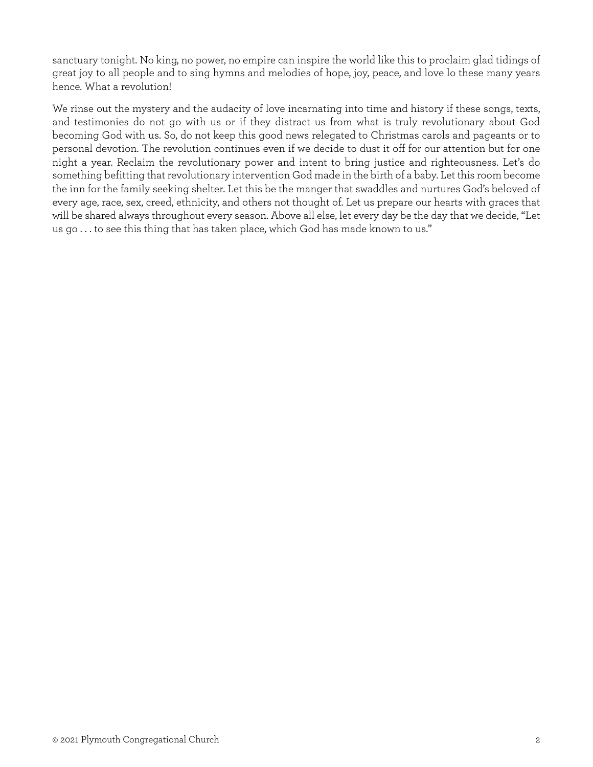sanctuary tonight. No king, no power, no empire can inspire the world like this to proclaim glad tidings of great joy to all people and to sing hymns and melodies of hope, joy, peace, and love lo these many years hence. What a revolution!

We rinse out the mystery and the audacity of love incarnating into time and history if these songs, texts, and testimonies do not go with us or if they distract us from what is truly revolutionary about God becoming God with us. So, do not keep this good news relegated to Christmas carols and pageants or to personal devotion. The revolution continues even if we decide to dust it off for our attention but for one night a year. Reclaim the revolutionary power and intent to bring justice and righteousness. Let's do something befitting that revolutionary intervention God made in the birth of a baby. Let this room become the inn for the family seeking shelter. Let this be the manger that swaddles and nurtures God's beloved of every age, race, sex, creed, ethnicity, and others not thought of. Let us prepare our hearts with graces that will be shared always throughout every season. Above all else, let every day be the day that we decide, "Let us go . . . to see this thing that has taken place, which God has made known to us."

© 2021 Plymouth Congregational Church